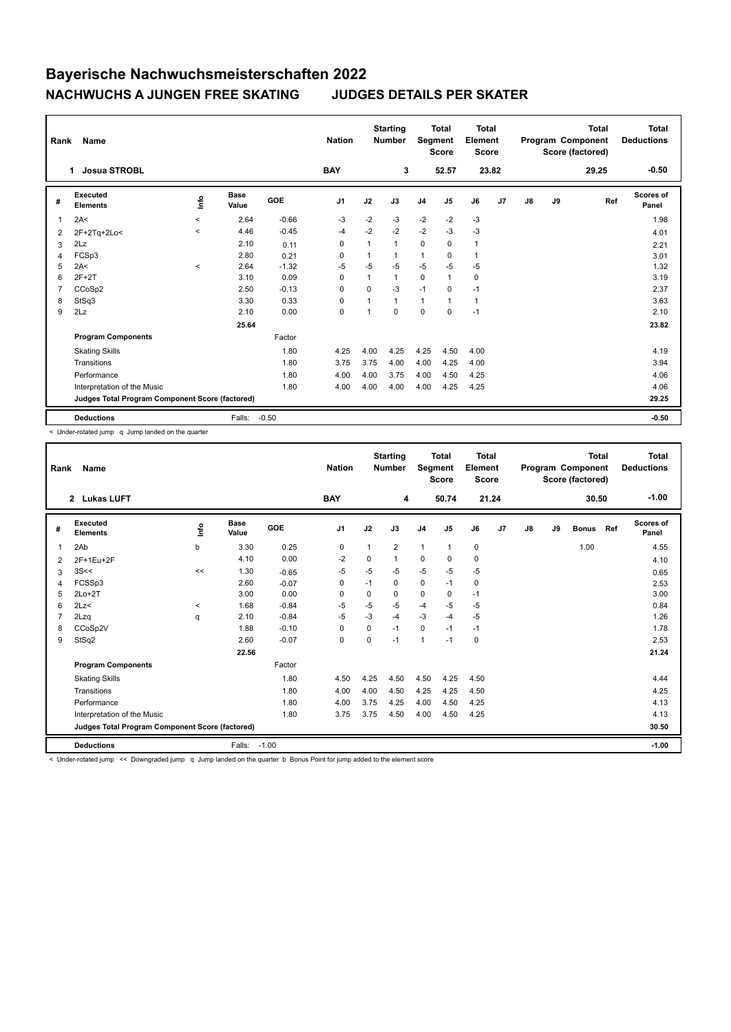# Bayerische Nachwuchsmeisterschaften 2022

## NACHWUCHS A JUNGEN FREE SKATING JUDGES DETAILS PER SKATER

| Rank | Name | Nation | Starting Number | Total Segment Score | Total Element Score | Total Program Component Score (factored) | Total Deductions |
|---|---|---|---|---|---|---|---|
| 1 | Josua STROBL | BAY | 3 | 52.57 | 23.82 | 29.25 | -0.50 |

| # | Executed Elements | Info | Base Value | GOE | J1 | J2 | J3 | J4 | J5 | J6 | J7 | J8 | J9 | Ref | Scores of Panel |
|---|---|---|---|---|---|---|---|---|---|---|---|---|---|---|---|
| 1 | 2A< | < | 2.64 | -0.66 | -3 | -2 | -3 | -2 | -2 | -3 | | | | | 1.98 |
| 2 | 2F+2Tq+2Lo< | < | 4.46 | -0.45 | -4 | -2 | -2 | -2 | -3 | -3 | | | | | 4.01 |
| 3 | 2Lz | | 2.10 | 0.11 | 0 | 1 | 1 | 0 | 0 | 1 | | | | | 2.21 |
| 4 | FCSp3 | | 2.80 | 0.21 | 0 | 1 | 1 | 1 | 0 | 1 | | | | | 3.01 |
| 5 | 2A< | < | 2.64 | -1.32 | -5 | -5 | -5 | -5 | -5 | -5 | | | | | 1.32 |
| 6 | 2F+2T | | 3.10 | 0.09 | 0 | 1 | 1 | 0 | 1 | 0 | | | | | 3.19 |
| 7 | CCoSp2 | | 2.50 | -0.13 | 0 | 0 | -3 | -1 | 0 | -1 | | | | | 2.37 |
| 8 | StSq3 | | 3.30 | 0.33 | 0 | 1 | 1 | 1 | 1 | 1 | | | | | 3.63 |
| 9 | 2Lz | | 2.10 | 0.00 | 0 | 1 | 0 | 0 | 0 | -1 | | | | | 2.10 |
| | | | 25.64 | | | | | | | | | | | | 23.82 |
| | **Program Components** | | | Factor | | | | | | | | | | | |
| | Skating Skills | | | 1.80 | 4.25 | 4.00 | 4.25 | 4.25 | 4.50 | 4.00 | | | | | 4.19 |
| | Transitions | | | 1.80 | 3.75 | 3.75 | 4.00 | 4.00 | 4.25 | 4.00 | | | | | 3.94 |
| | Performance | | | 1.80 | 4.00 | 4.00 | 3.75 | 4.00 | 4.50 | 4.25 | | | | | 4.06 |
| | Interpretation of the Music | | | 1.80 | 4.00 | 4.00 | 4.00 | 4.00 | 4.25 | 4.25 | | | | | 4.06 |
| | **Judges Total Program Component Score (factored)** | | | | | | | | | | | | | | 29.25 |
| | **Deductions** | | Falls: | -0.50 | | | | | | | | | | | -0.50 |

< Under-rotated jump q Jump landed on the quarter

| Rank | Name | Nation | Starting Number | Total Segment Score | Total Element Score | Total Program Component Score (factored) | Total Deductions |
|---|---|---|---|---|---|---|---|
| 2 | Lukas LUFT | BAY | 4 | 50.74 | 21.24 | 30.50 | -1.00 |

| # | Executed Elements | Info | Base Value | GOE | J1 | J2 | J3 | J4 | J5 | J6 | J7 | J8 | J9 | Bonus | Ref | Scores of Panel |
|---|---|---|---|---|---|---|---|---|---|---|---|---|---|---|---|---|
| 1 | 2Ab | b | 3.30 | 0.25 | 0 | 1 | 2 | 1 | 1 | 0 | | | | 1.00 | | 4.55 |
| 2 | 2F+1Eu+2F | | 4.10 | 0.00 | -2 | 0 | 1 | 0 | 0 | 0 | | | | | | 4.10 |
| 3 | 3S<< | << | 1.30 | -0.65 | -5 | -5 | -5 | -5 | -5 | -5 | | | | | | 0.65 |
| 4 | FCSSp3 | | 2.60 | -0.07 | 0 | -1 | 0 | 0 | -1 | 0 | | | | | | 2.53 |
| 5 | 2Lo+2T | | 3.00 | 0.00 | 0 | 0 | 0 | 0 | 0 | -1 | | | | | | 3.00 |
| 6 | 2Lz< | < | 1.68 | -0.84 | -5 | -5 | -5 | -4 | -5 | -5 | | | | | | 0.84 |
| 7 | 2Lzq | q | 2.10 | -0.84 | -5 | -3 | -4 | -3 | -4 | -5 | | | | | | 1.26 |
| 8 | CCoSp2V | | 1.88 | -0.10 | 0 | 0 | -1 | 0 | -1 | -1 | | | | | | 1.78 |
| 9 | StSq2 | | 2.60 | -0.07 | 0 | 0 | -1 | 1 | -1 | 0 | | | | | | 2.53 |
| | | | 22.56 | | | | | | | | | | | | | 21.24 |
| | **Program Components** | | | Factor | | | | | | | | | | | | |
| | Skating Skills | | | 1.80 | 4.50 | 4.25 | 4.50 | 4.50 | 4.25 | 4.50 | | | | | | 4.44 |
| | Transitions | | | 1.80 | 4.00 | 4.00 | 4.50 | 4.25 | 4.25 | 4.50 | | | | | | 4.25 |
| | Performance | | | 1.80 | 4.00 | 3.75 | 4.25 | 4.00 | 4.50 | 4.25 | | | | | | 4.13 |
| | Interpretation of the Music | | | 1.80 | 3.75 | 3.75 | 4.50 | 4.00 | 4.50 | 4.25 | | | | | | 4.13 |
| | **Judges Total Program Component Score (factored)** | | | | | | | | | | | | | | | 30.50 |
| | **Deductions** | | Falls: | -1.00 | | | | | | | | | | | | -1.00 |

< Under-rotated jump << Downgraded jump q Jump landed on the quarter b Bonus Point for jump added to the element score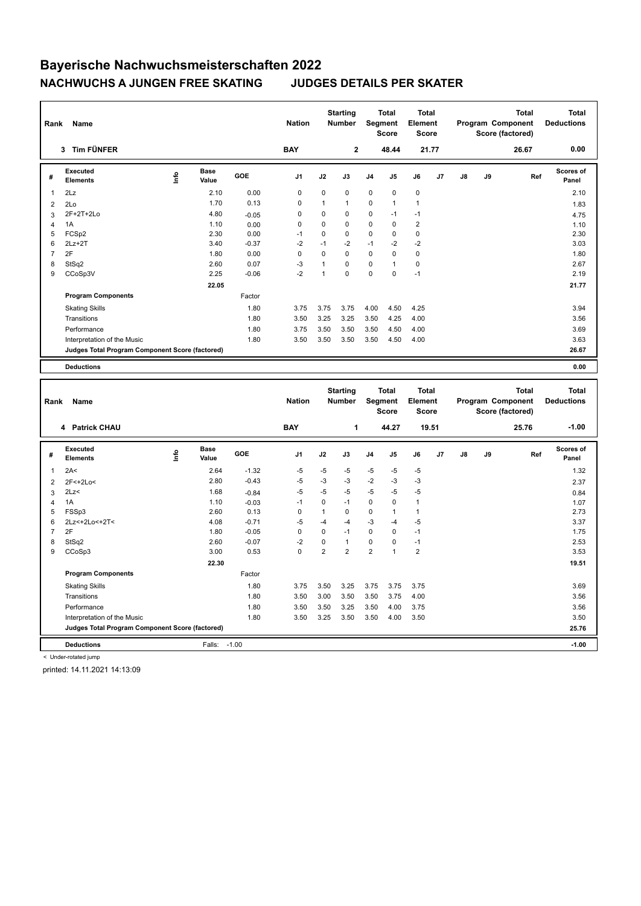# Bayerische Nachwuchsmeisterschaften 2022

## NACHWUCHS A JUNGEN FREE SKATING JUDGES DETAILS PER SKATER

| Rank | Name | Nation | Starting Number | Total Segment Score | Total Element Score | Total Program Component Score (factored) | Total Deductions |
|---|---|---|---|---|---|---|---|
| 3 | Tim FÜNFER | BAY | 2 | 48.44 | 21.77 | 26.67 | 0.00 |

| # | Executed Elements | Info | Base Value | GOE | J1 | J2 | J3 | J4 | J5 | J6 | J7 | J8 | J9 | Ref | Scores of Panel |
|---|---|---|---|---|---|---|---|---|---|---|---|---|---|---|---|
| 1 | 2Lz | | 2.10 | 0.00 | 0 | 0 | 0 | 0 | 0 | 0 | | | | | 2.10 |
| 2 | 2Lo | | 1.70 | 0.13 | 0 | 1 | 1 | 0 | 1 | 1 | | | | | 1.83 |
| 3 | 2F+2T+2Lo | | 4.80 | -0.05 | 0 | 0 | 0 | 0 | -1 | -1 | | | | | 4.75 |
| 4 | 1A | | 1.10 | 0.00 | 0 | 0 | 0 | 0 | 0 | 2 | | | | | 1.10 |
| 5 | FCSp2 | | 2.30 | 0.00 | -1 | 0 | 0 | 0 | 0 | 0 | | | | | 2.30 |
| 6 | 2Lz+2T | | 3.40 | -0.37 | -2 | -1 | -2 | -1 | -2 | -2 | | | | | 3.03 |
| 7 | 2F | | 1.80 | 0.00 | 0 | 0 | 0 | 0 | 0 | 0 | | | | | 1.80 |
| 8 | StSq2 | | 2.60 | 0.07 | -3 | 1 | 0 | 0 | 1 | 0 | | | | | 2.67 |
| 9 | CCoSp3V | | 2.25 | -0.06 | -2 | 1 | 0 | 0 | 0 | -1 | | | | | 2.19 |
| | | | 22.05 | | | | | | | | | | | | 21.77 |
| | **Program Components** | | | Factor | | | | | | | | | | | |
| | Skating Skills | | | 1.80 | 3.75 | 3.75 | 3.75 | 4.00 | 4.50 | 4.25 | | | | | 3.94 |
| | Transitions | | | 1.80 | 3.50 | 3.25 | 3.25 | 3.50 | 4.25 | 4.00 | | | | | 3.56 |
| | Performance | | | 1.80 | 3.75 | 3.50 | 3.50 | 3.50 | 4.50 | 4.00 | | | | | 3.69 |
| | Interpretation of the Music | | | 1.80 | 3.50 | 3.50 | 3.50 | 3.50 | 4.50 | 4.00 | | | | | 3.63 |
| | **Judges Total Program Component Score (factored)** | | | | | | | | | | | | | | 26.67 |
| | **Deductions** | | | | | | | | | | | | | | 0.00 |

| Rank | Name | Nation | Starting Number | Total Segment Score | Total Element Score | Total Program Component Score (factored) | Total Deductions |
|---|---|---|---|---|---|---|---|
| 4 | Patrick CHAU | BAY | 1 | 44.27 | 19.51 | 25.76 | -1.00 |

| # | Executed Elements | Info | Base Value | GOE | J1 | J2 | J3 | J4 | J5 | J6 | J7 | J8 | J9 | Ref | Scores of Panel |
|---|---|---|---|---|---|---|---|---|---|---|---|---|---|---|---|
| 1 | 2A< | | 2.64 | -1.32 | -5 | -5 | -5 | -5 | -5 | -5 | | | | | 1.32 |
| 2 | 2F<+2Lo< | | 2.80 | -0.43 | -5 | -3 | -3 | -2 | -3 | -3 | | | | | 2.37 |
| 3 | 2Lz< | | 1.68 | -0.84 | -5 | -5 | -5 | -5 | -5 | -5 | | | | | 0.84 |
| 4 | 1A | | 1.10 | -0.03 | -1 | 0 | -1 | 0 | 0 | 1 | | | | | 1.07 |
| 5 | FSSp3 | | 2.60 | 0.13 | 0 | 1 | 0 | 0 | 1 | 1 | | | | | 2.73 |
| 6 | 2Lz<+2Lo<+2T< | | 4.08 | -0.71 | -5 | -4 | -4 | -3 | -4 | -5 | | | | | 3.37 |
| 7 | 2F | | 1.80 | -0.05 | 0 | 0 | -1 | 0 | 0 | -1 | | | | | 1.75 |
| 8 | StSq2 | | 2.60 | -0.07 | -2 | 0 | 1 | 0 | 0 | -1 | | | | | 2.53 |
| 9 | CCoSp3 | | 3.00 | 0.53 | 0 | 2 | 2 | 2 | 1 | 2 | | | | | 3.53 |
| | | | 22.30 | | | | | | | | | | | | 19.51 |
| | **Program Components** | | | Factor | | | | | | | | | | | |
| | Skating Skills | | | 1.80 | 3.75 | 3.50 | 3.25 | 3.75 | 3.75 | 3.75 | | | | | 3.69 |
| | Transitions | | | 1.80 | 3.50 | 3.00 | 3.50 | 3.50 | 3.75 | 4.00 | | | | | 3.56 |
| | Performance | | | 1.80 | 3.50 | 3.50 | 3.25 | 3.50 | 4.00 | 3.75 | | | | | 3.56 |
| | Interpretation of the Music | | | 1.80 | 3.50 | 3.25 | 3.50 | 3.50 | 4.00 | 3.50 | | | | | 3.50 |
| | **Judges Total Program Component Score (factored)** | | | | | | | | | | | | | | 25.76 |
| | **Deductions** | | Falls: | -1.00 | | | | | | | | | | | -1.00 |

< Under-rotated jump

printed: 14.11.2021 14:13:09